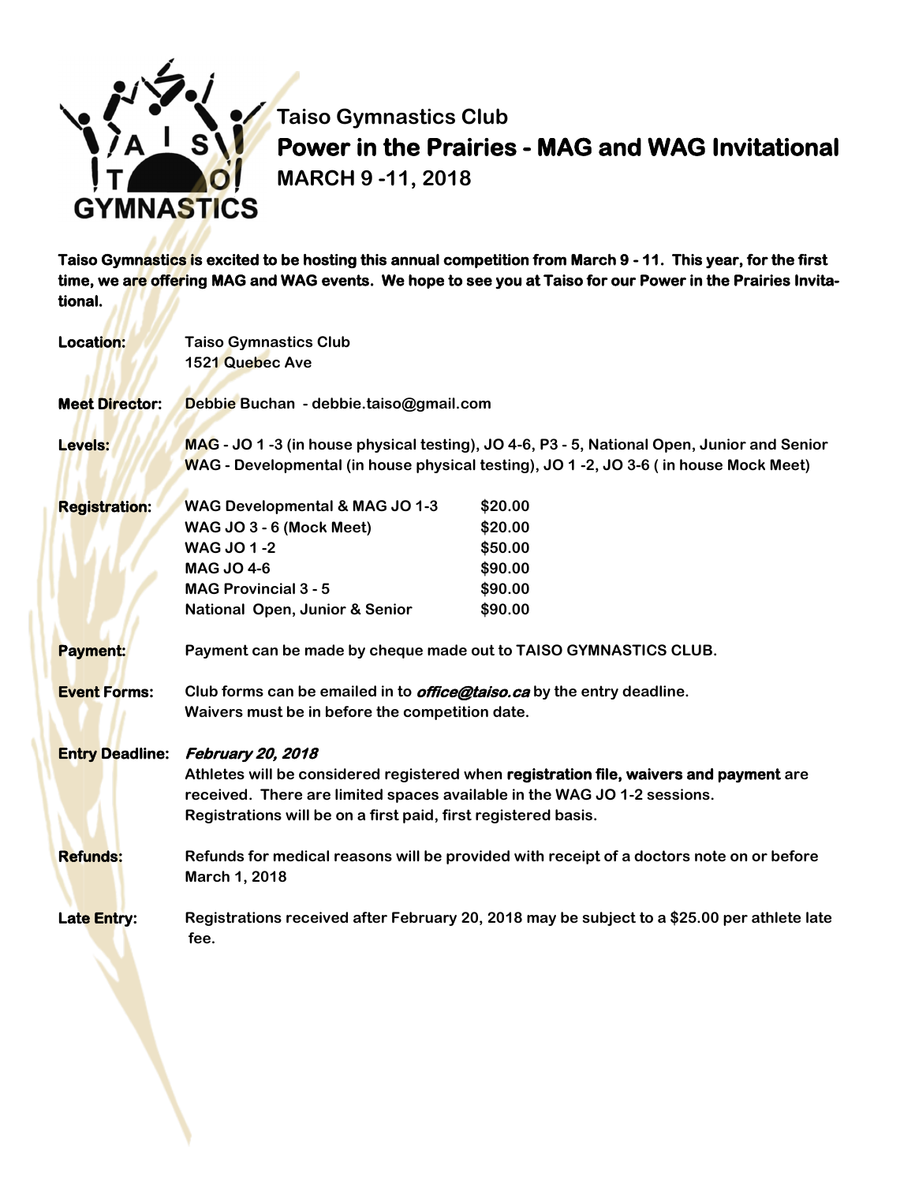# Taiso Gymnastics Club

## Power in the Prairies - MAG and WAG Invitational

**MARCH 9 -11, 2018**

**Taiso Gymnastics is excited to be hosting this annual competition from March 9 - 11. This year, for the first time, we are offering MAG and WAG events. We hope to see you at Taiso for our Power in the Prairies Invitational.**

**Location:** Taiso Gymnastics Club
1521 Quebec Ave

**Meet Director:** Debbie Buchan - debbie.taiso@gmail.com

**Levels:** MAG - JO 1 -3 (in house physical testing), JO 4-6, P3 - 5, National Open, Junior and Senior
WAG - Developmental (in house physical testing), JO 1 -2, JO 3-6 ( in house Mock Meet)

**Registration:**

| | |
|---|---|
| WAG Developmental & MAG JO 1-3 | $20.00 |
| WAG JO 3 - 6 (Mock Meet) | $20.00 |
| WAG JO 1 -2 | $50.00 |
| MAG JO 4-6 | $90.00 |
| MAG Provincial 3 - 5 | $90.00 |
| National Open, Junior & Senior | $90.00 |

**Payment:** Payment can be made by cheque made out to TAISO GYMNASTICS CLUB.

**Event Forms:** Club forms can be emailed in to ***office@taiso.ca*** by the entry deadline.
Waivers must be in before the competition date.

**Entry Deadline:** ***February 20, 2018***
Athletes will be considered registered when **registration file, waivers and payment** are received. There are limited spaces available in the WAG JO 1-2 sessions.
Registrations will be on a first paid, first registered basis.

**Refunds:** Refunds for medical reasons will be provided with receipt of a doctors note on or before March 1, 2018

**Late Entry:** Registrations received after February 20, 2018 may be subject to a $25.00 per athlete late fee.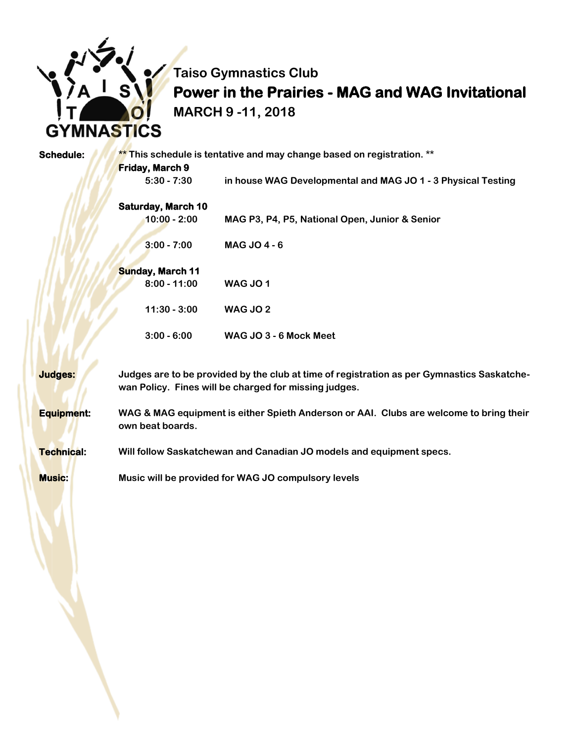## Taiso Gymnastics Club

# Power in the Prairies - MAG and WAG Invitational

### MARCH 9 -11, 2018

**Schedule:** ** This schedule is tentative and may change based on registration. **

**Friday, March 9**

| | |
|---|---|
| 5:30 - 7:30 | in house WAG Developmental and MAG JO 1 - 3 Physical Testing |

**Saturday, March 10**

| | |
|---|---|
| 10:00 - 2:00 | MAG P3, P4, P5, National Open, Junior & Senior |
| 3:00 - 7:00 | MAG JO 4 - 6 |

**Sunday, March 11**

| | |
|---|---|
| 8:00 - 11:00 | WAG JO 1 |
| 11:30 - 3:00 | WAG JO 2 |
| 3:00 - 6:00 | WAG JO 3 - 6 Mock Meet |

**Judges:** Judges are to be provided by the club at time of registration as per Gymnastics Saskatchewan Policy. Fines will be charged for missing judges.

**Equipment:** WAG & MAG equipment is either Spieth Anderson or AAI. Clubs are welcome to bring their own beat boards.

**Technical:** Will follow Saskatchewan and Canadian JO models and equipment specs.

**Music:** Music will be provided for WAG JO compulsory levels